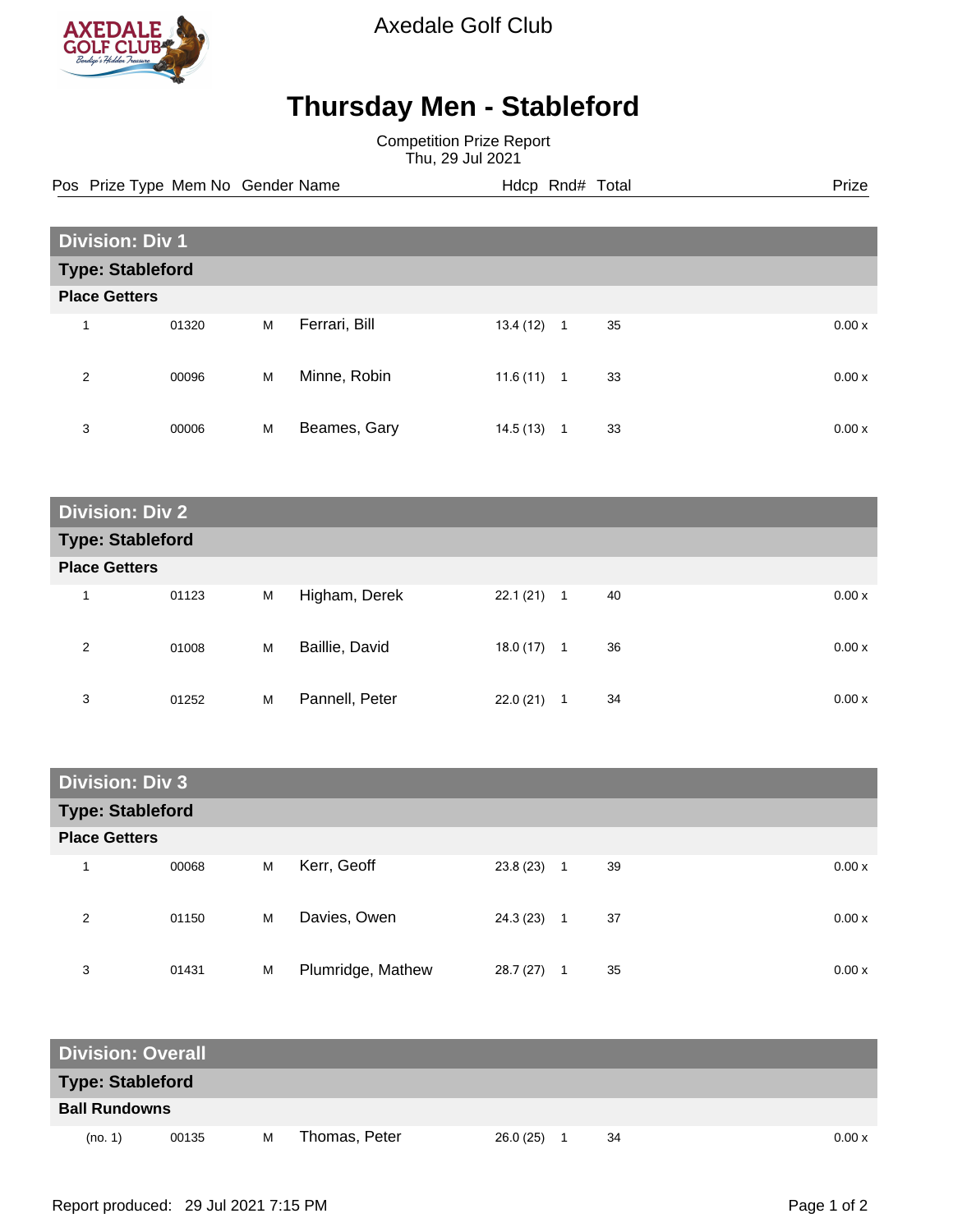Axedale Golf Club

# Thursday Men - Stableford

Competition Prize Report
Thu, 29 Jul 2021

| Pos | Prize Type | Mem No | Gender | Name | Hdcp | Rnd# | Total | Prize |
|---|---|---|---|---|---|---|---|---|
| **Division: Div 1** | | | | | | | | |
| **Type: Stableford** | | | | | | | | |
| **Place Getters** | | | | | | | | |
| 1 | | 01320 | M | Ferrari, Bill | 13.4 (12) | 1 | 35 | 0.00 x |
| 2 | | 00096 | M | Minne, Robin | 11.6 (11) | 1 | 33 | 0.00 x |
| 3 | | 00006 | M | Beames, Gary | 14.5 (13) | 1 | 33 | 0.00 x |
| **Division: Div 2** | | | | | | | | |
| **Type: Stableford** | | | | | | | | |
| **Place Getters** | | | | | | | | |
| 1 | | 01123 | M | Higham, Derek | 22.1 (21) | 1 | 40 | 0.00 x |
| 2 | | 01008 | M | Baillie, David | 18.0 (17) | 1 | 36 | 0.00 x |
| 3 | | 01252 | M | Pannell, Peter | 22.0 (21) | 1 | 34 | 0.00 x |
| **Division: Div 3** | | | | | | | | |
| **Type: Stableford** | | | | | | | | |
| **Place Getters** | | | | | | | | |
| 1 | | 00068 | M | Kerr, Geoff | 23.8 (23) | 1 | 39 | 0.00 x |
| 2 | | 01150 | M | Davies, Owen | 24.3 (23) | 1 | 37 | 0.00 x |
| 3 | | 01431 | M | Plumridge, Mathew | 28.7 (27) | 1 | 35 | 0.00 x |
| **Division: Overall** | | | | | | | | |
| **Type: Stableford** | | | | | | | | |
| **Ball Rundowns** | | | | | | | | |
| (no. 1) | | 00135 | M | Thomas, Peter | 26.0 (25) | 1 | 34 | 0.00 x |

Report produced: 29 Jul 2021 7:15 PM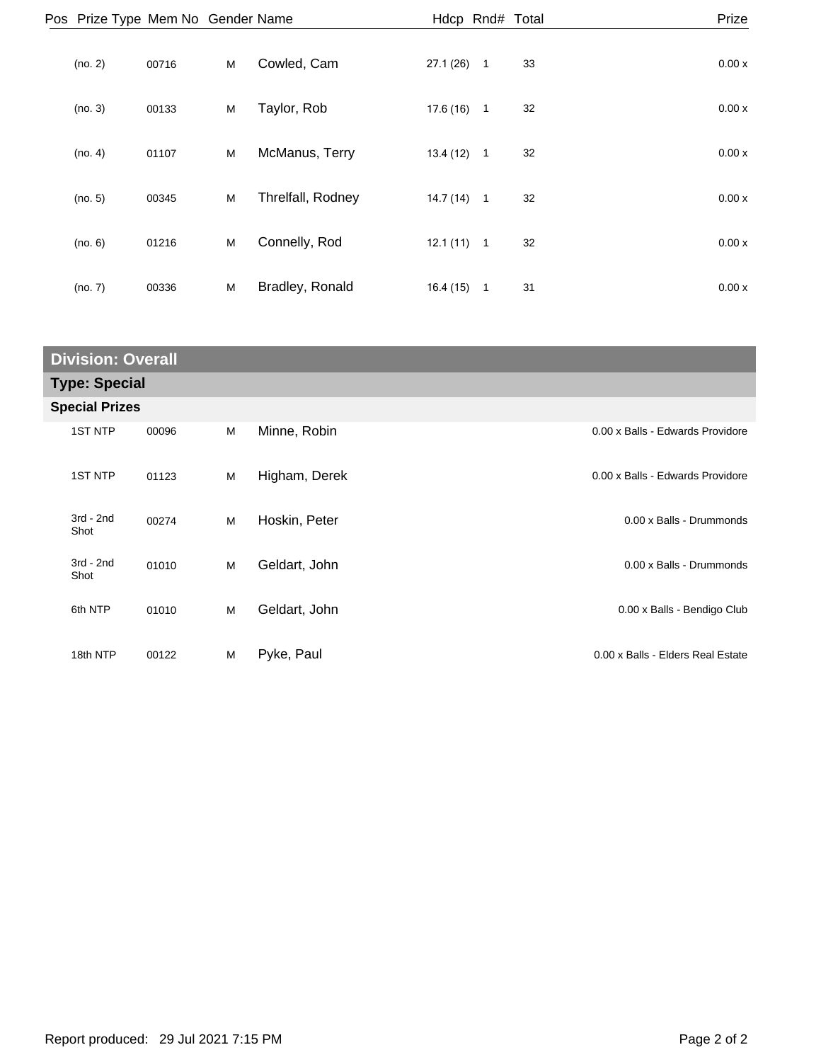| Pos | Prize Type | Mem No | Gender | Name | Hdcp | Rnd# | Total | Prize |
|---|---|---|---|---|---|---|---|---|
| | (no. 2) | 00716 | M | Cowled, Cam | 27.1 (26) | 1 | 33 | 0.00 x |
| | (no. 3) | 00133 | M | Taylor, Rob | 17.6 (16) | 1 | 32 | 0.00 x |
| | (no. 4) | 01107 | M | McManus, Terry | 13.4 (12) | 1 | 32 | 0.00 x |
| | (no. 5) | 00345 | M | Threlfall, Rodney | 14.7 (14) | 1 | 32 | 0.00 x |
| | (no. 6) | 01216 | M | Connelly, Rod | 12.1 (11) | 1 | 32 | 0.00 x |
| | (no. 7) | 00336 | M | Bradley, Ronald | 16.4 (15) | 1 | 31 | 0.00 x |

## Division: Overall

### Type: Special

#### Special Prizes

| Prize Type | Mem No | Gender | Name | Prize |
|---|---|---|---|---|
| 1ST NTP | 00096 | M | Minne, Robin | 0.00 x Balls - Edwards Providore |
| 1ST NTP | 01123 | M | Higham, Derek | 0.00 x Balls - Edwards Providore |
| 3rd - 2nd Shot | 00274 | M | Hoskin, Peter | 0.00 x Balls - Drummonds |
| 3rd - 2nd Shot | 01010 | M | Geldart, John | 0.00 x Balls - Drummonds |
| 6th NTP | 01010 | M | Geldart, John | 0.00 x Balls - Bendigo Club |
| 18th NTP | 00122 | M | Pyke, Paul | 0.00 x Balls - Elders Real Estate |

Report produced: 29 Jul 2021 7:15 PM